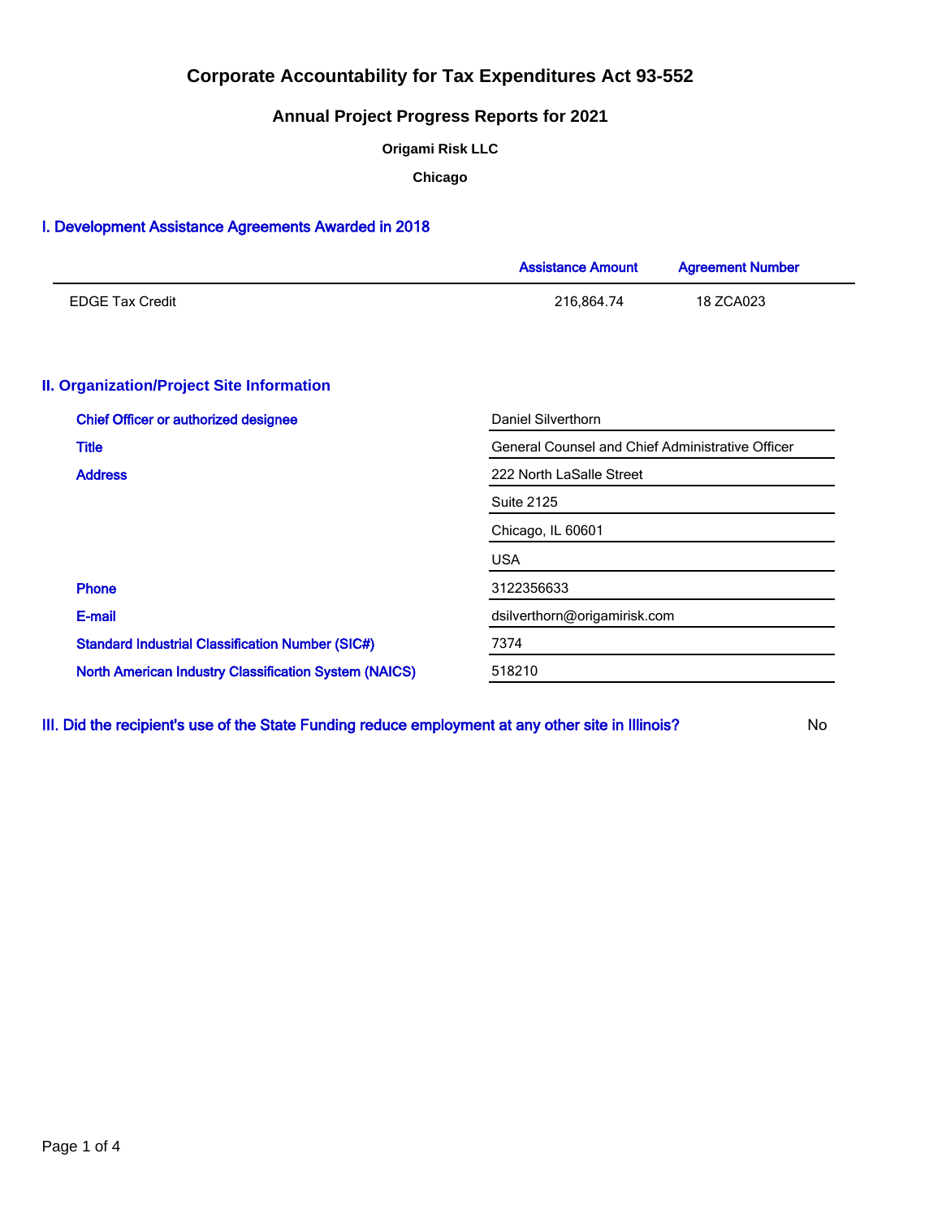# Corporate Accountability for Tax Expenditures Act 93-552

## Annual Project Progress Reports for 2021

**Origami Risk LLC**

**Chicago**

### I. Development Assistance Agreements Awarded in 2018

| | Assistance Amount | Agreement Number |
|---|---|---|
| EDGE Tax Credit | 216,864.74 | 18 ZCA023 |

### II. Organization/Project Site Information

| | |
|---|---|
| Chief Officer or authorized designee | Daniel Silverthorn |
| Title | General Counsel and Chief Administrative Officer |
| Address | 222 North LaSalle Street |
| | Suite 2125 |
| | Chicago, IL 60601 |
| | USA |
| Phone | 3122356633 |
| E-mail | dsilverthorn@origamirisk.com |
| Standard Industrial Classification Number (SIC#) | 7374 |
| North American Industry Classification System (NAICS) | 518210 |

### III. Did the recipient's use of the State Funding reduce employment at any other site in Illinois?

No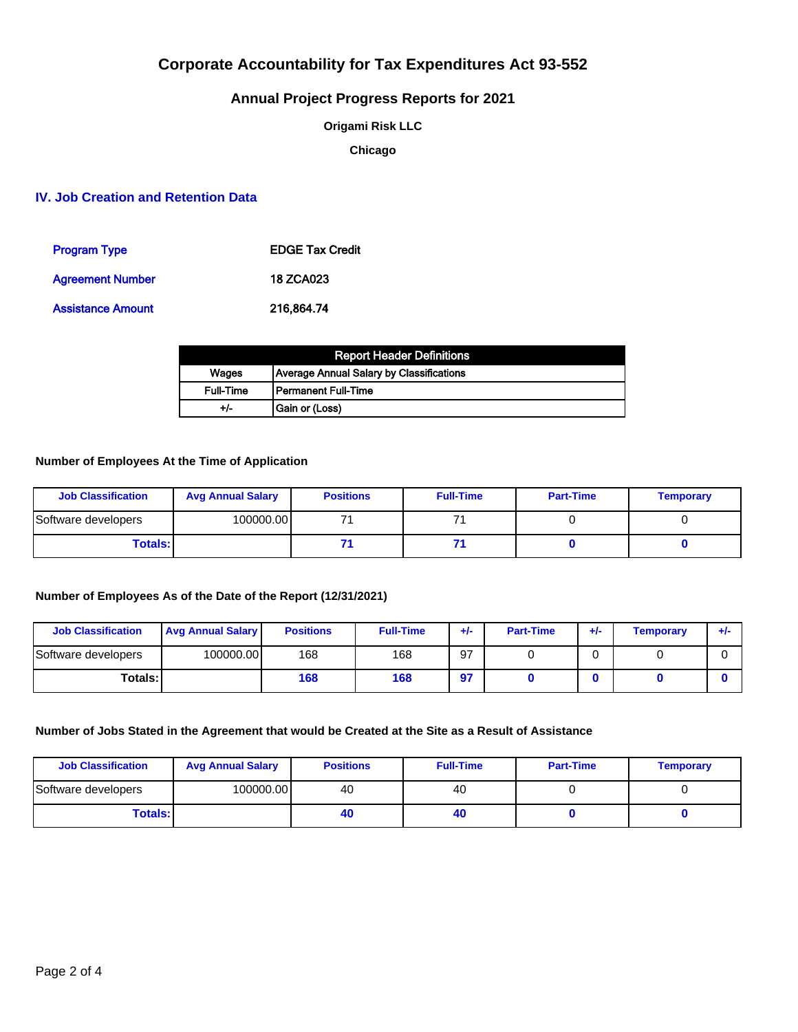# Corporate Accountability for Tax Expenditures Act 93-552

## Annual Project Progress Reports for 2021

**Origami Risk LLC**

**Chicago**

### IV. Job Creation and Retention Data

| | |
|---|---|
| Program Type | EDGE Tax Credit |
| Agreement Number | 18 ZCA023 |
| Assistance Amount | 216,864.74 |

| Report Header Definitions | |
|---|---|
| Wages | Average Annual Salary by Classifications |
| Full-Time | Permanent Full-Time |
| +/- | Gain or (Loss) |

**Number of Employees At the Time of Application**

| Job Classification | Avg Annual Salary | Positions | Full-Time | Part-Time | Temporary |
|---|---|---|---|---|---|
| Software developers | 100000.00 | 71 | 71 | 0 | 0 |
| **Totals:** | | **71** | **71** | **0** | **0** |

**Number of Employees As of the Date of the Report (12/31/2021)**

| Job Classification | Avg Annual Salary | Positions | Full-Time | +/- | Part-Time | +/- | Temporary | +/- |
|---|---|---|---|---|---|---|---|---|
| Software developers | 100000.00 | 168 | 168 | 97 | 0 | 0 | 0 | 0 |
| **Totals:** | | **168** | **168** | **97** | **0** | **0** | **0** | **0** |

**Number of Jobs Stated in the Agreement that would be Created at the Site as a Result of Assistance**

| Job Classification | Avg Annual Salary | Positions | Full-Time | Part-Time | Temporary |
|---|---|---|---|---|---|
| Software developers | 100000.00 | 40 | 40 | 0 | 0 |
| **Totals:** | | **40** | **40** | **0** | **0** |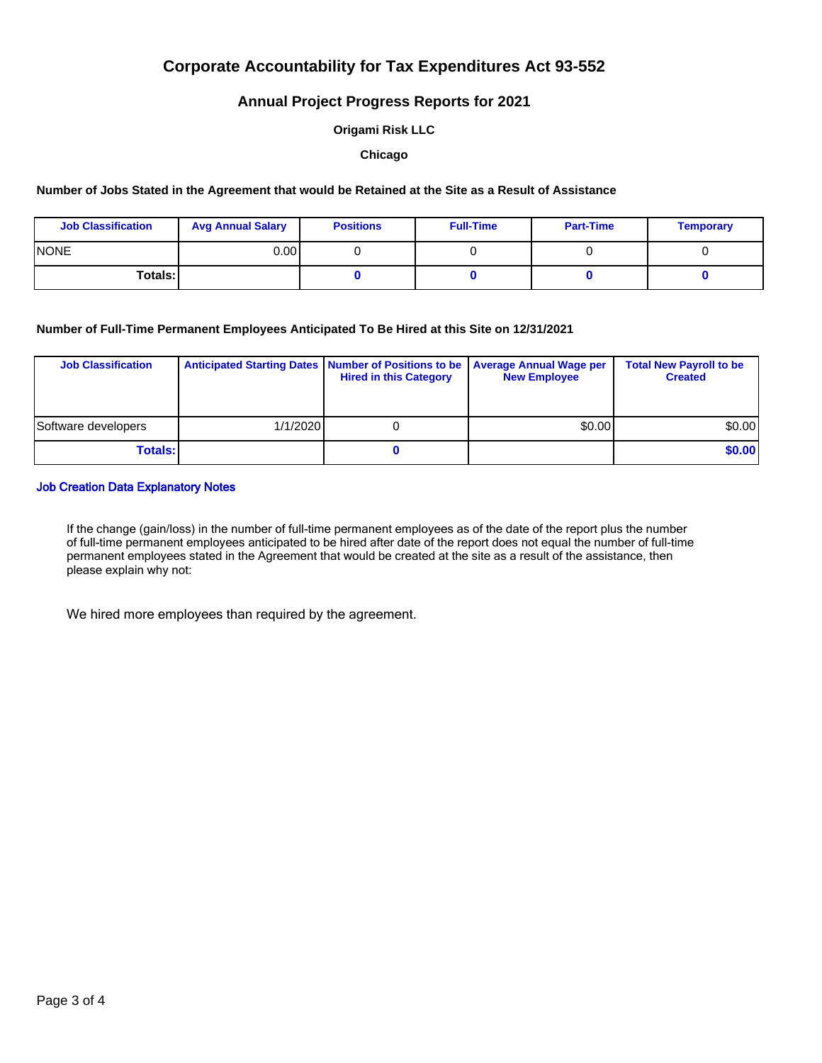# Corporate Accountability for Tax Expenditures Act 93-552

## Annual Project Progress Reports for 2021

### Origami Risk LLC

### Chicago

**Number of Jobs Stated in the Agreement that would be Retained at the Site as a Result of Assistance**

| Job Classification | Avg Annual Salary | Positions | Full-Time | Part-Time | Temporary |
|---|---|---|---|---|---|
| NONE | 0.00 | 0 | 0 | 0 | 0 |
| **Totals:** | | **0** | **0** | **0** | **0** |

**Number of Full-Time Permanent Employees Anticipated To Be Hired at this Site on 12/31/2021**

| Job Classification | Anticipated Starting Dates | Number of Positions to be Hired in this Category | Average Annual Wage per New Employee | Total New Payroll to be Created |
|---|---|---|---|---|
| Software developers | 1/1/2020 | 0 | $0.00 | $0.00 |
| **Totals:** | | **0** | | **$0.00** |

**Job Creation Data Explanatory Notes**

If the change (gain/loss) in the number of full-time permanent employees as of the date of the report plus the number of full-time permanent employees anticipated to be hired after date of the report does not equal the number of full-time permanent employees stated in the Agreement that would be created at the site as a result of the assistance, then please explain why not:

We hired more employees than required by the agreement.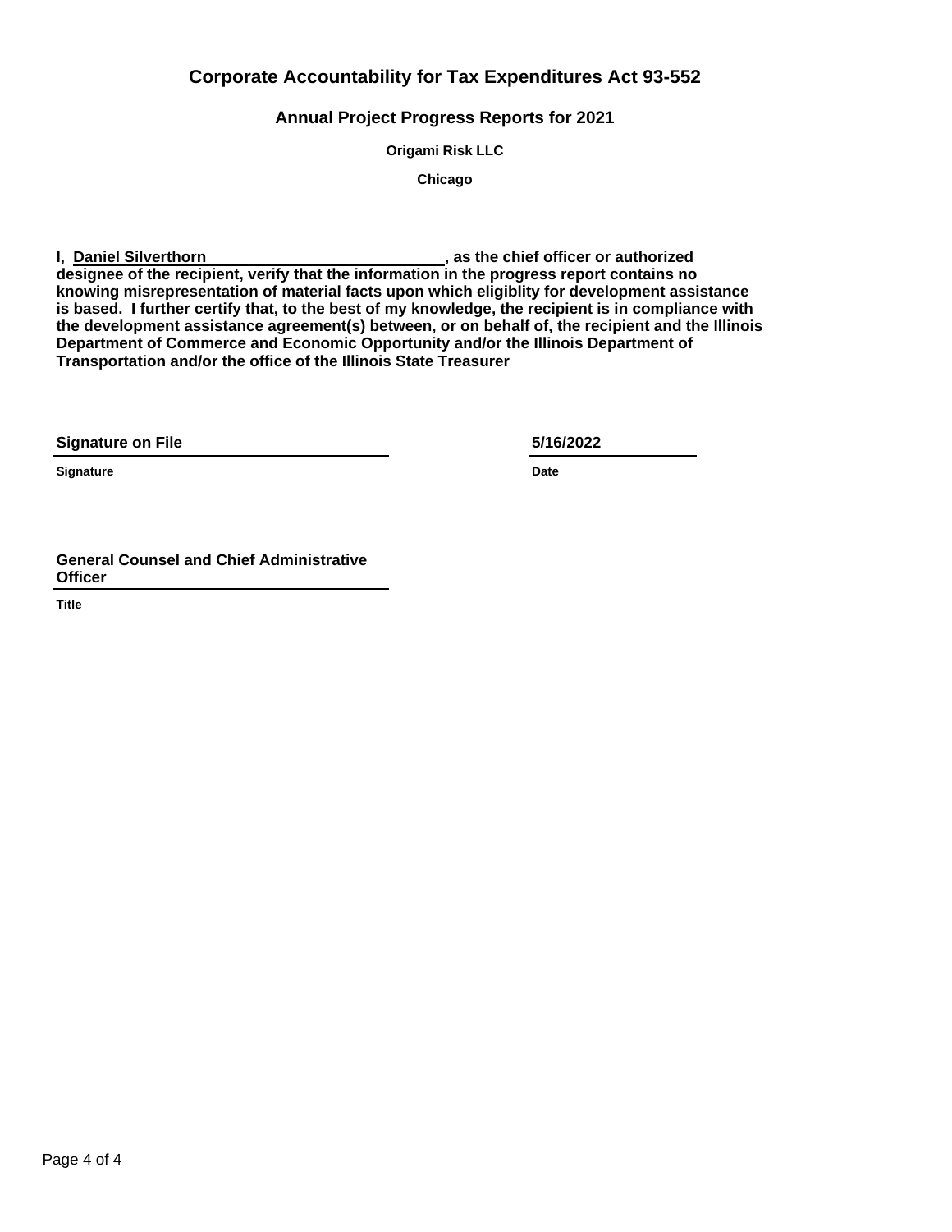# Corporate Accountability for Tax Expenditures Act 93-552

## Annual Project Progress Reports for 2021

**Origami Risk LLC**

**Chicago**

**I, Daniel Silverthorn, as the chief officer or authorized designee of the recipient, verify that the information in the progress report contains no knowing misrepresentation of material facts upon which eligiblity for development assistance is based. I further certify that, to the best of my knowledge, the recipient is in compliance with the development assistance agreement(s) between, or on behalf of, the recipient and the Illinois Department of Commerce and Economic Opportunity and/or the Illinois Department of Transportation and/or the office of the Illinois State Treasurer**

**Signature on File**

**Signature**

**5/16/2022**

**Date**

**General Counsel and Chief Administrative Officer**

**Title**